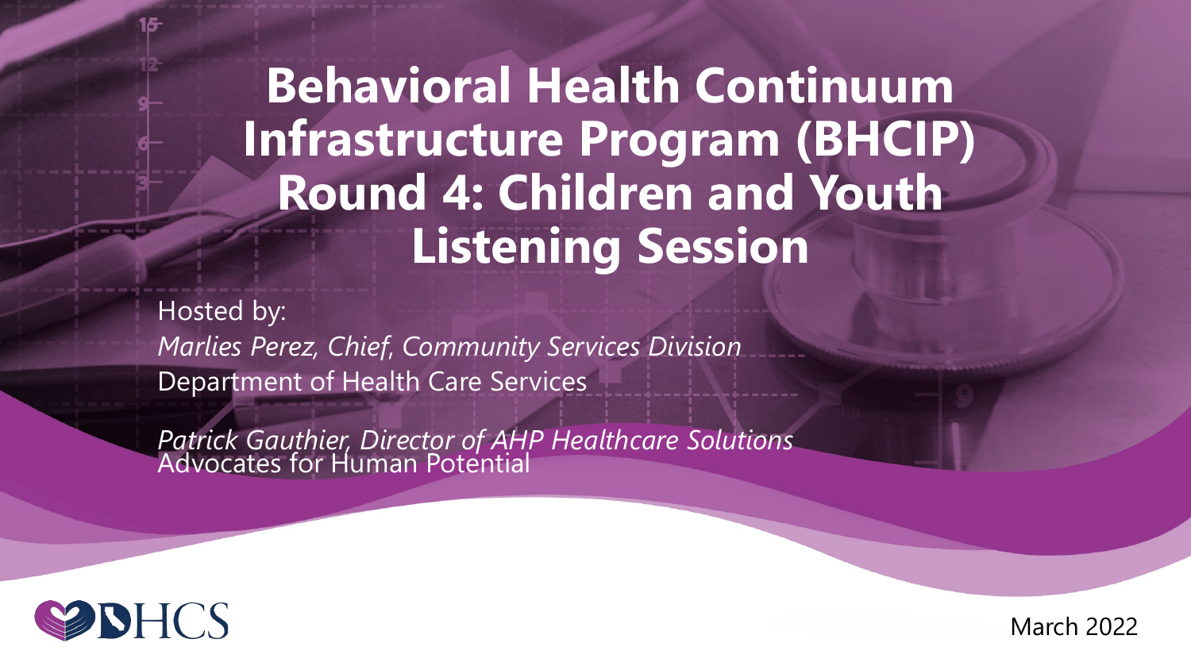# Behavioral Health Continuum Infrastructure Program (BHCIP) Round 4: Children and Youth Listening Session

Hosted by:

*Marlies Perez, Chief, Community Services Division*
Department of Health Care Services

*Patrick Gauthier, Director of AHP Healthcare Solutions*
Advocates for Human Potential

DHCS

March 2022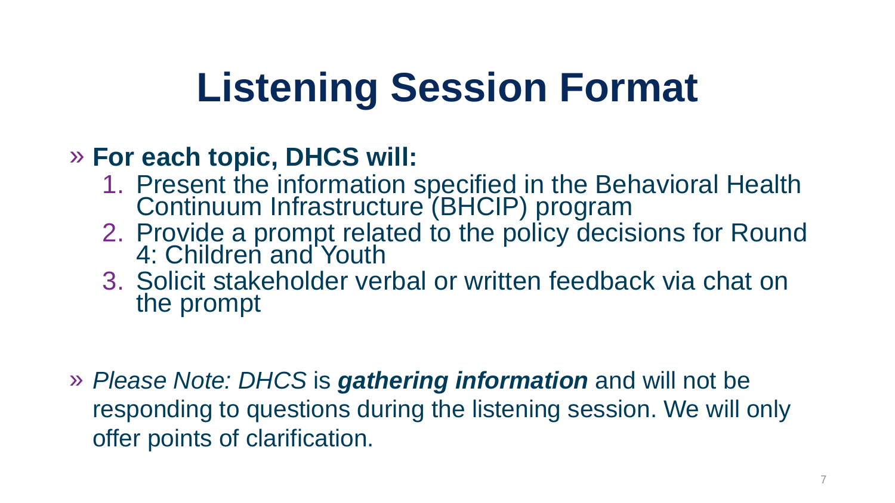# Listening Session Format

- **For each topic, DHCS will:**
  1. Present the information specified in the Behavioral Health Continuum Infrastructure (BHCIP) program
  2. Provide a prompt related to the policy decisions for Round 4: Children and Youth
  3. Solicit stakeholder verbal or written feedback via chat on the prompt

- *Please Note: DHCS* is ***gathering information*** and will not be responding to questions during the listening session. We will only offer points of clarification.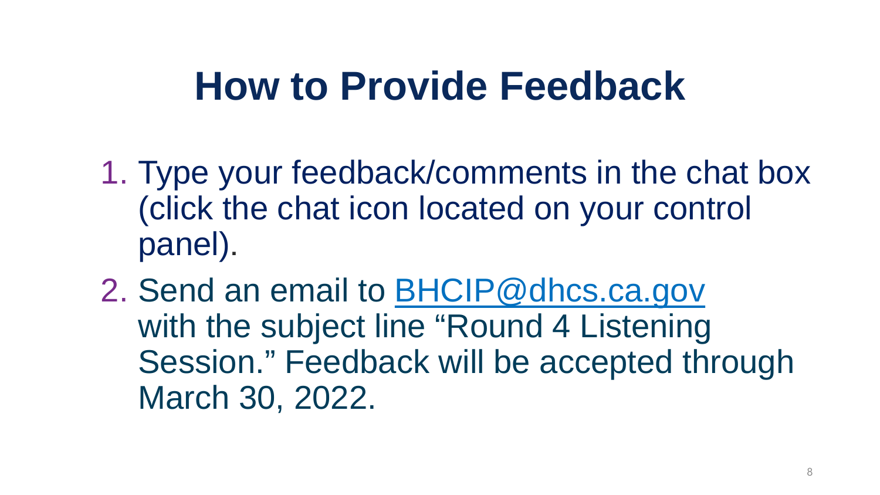# How to Provide Feedback

1. Type your feedback/comments in the chat box (click the chat icon located on your control panel).
2. Send an email to [BHCIP@dhcs.ca.gov](mailto:BHCIP@dhcs.ca.gov) with the subject line "Round 4 Listening Session." Feedback will be accepted through March 30, 2022.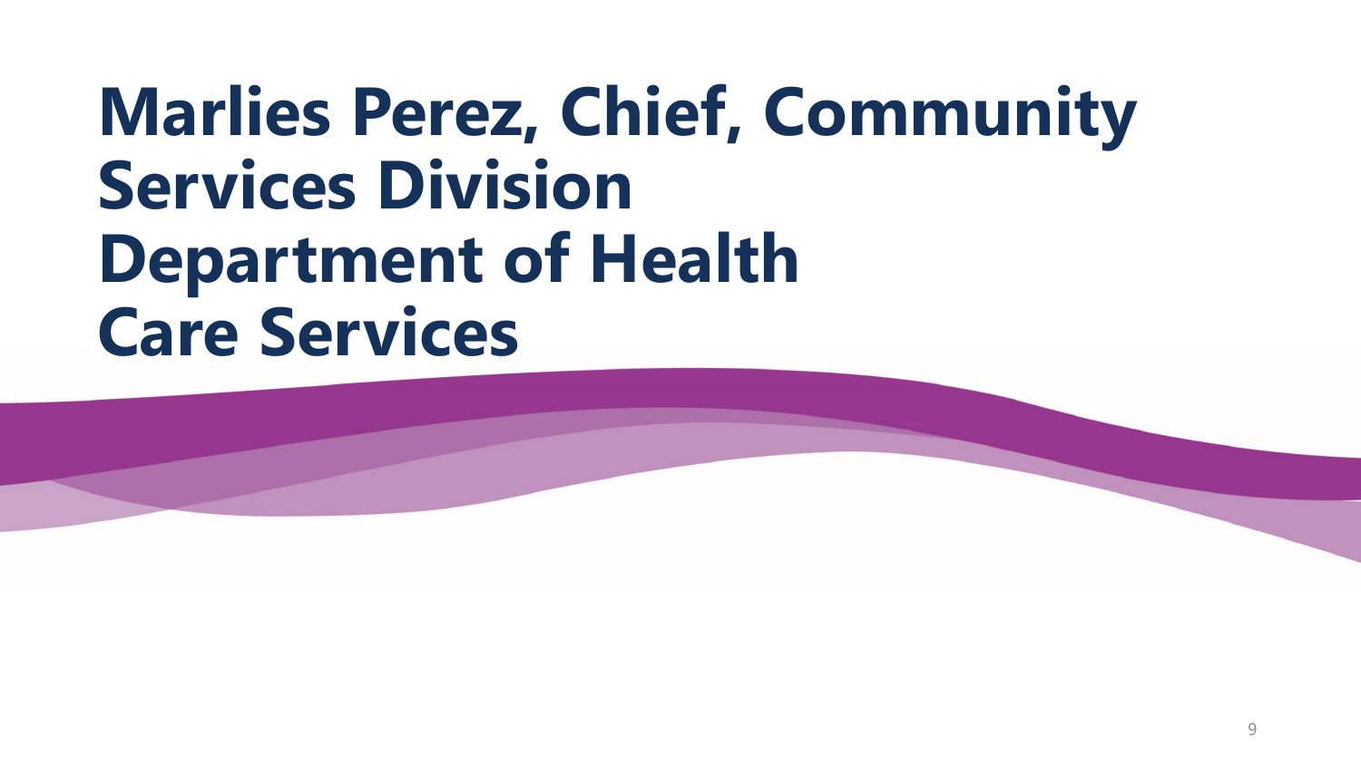# Marlies Perez, Chief, Community Services Division Department of Health Care Services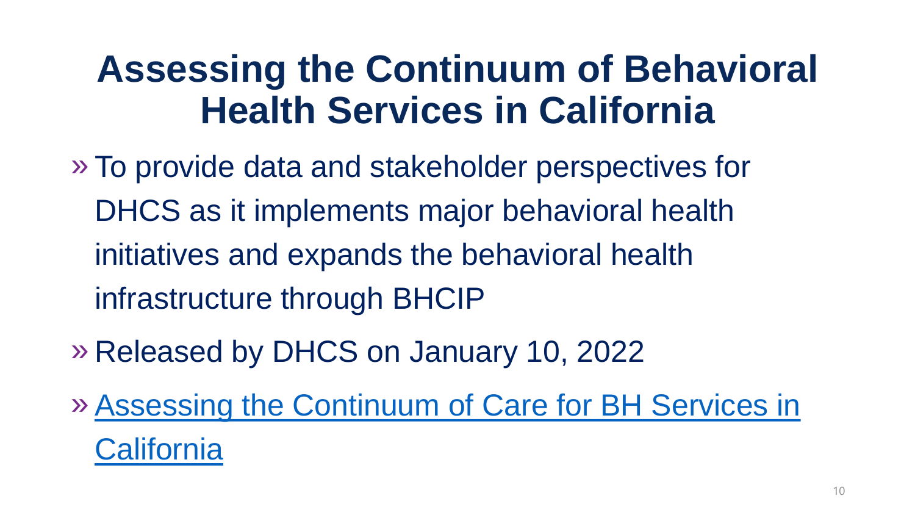# Assessing the Continuum of Behavioral Health Services in California

- To provide data and stakeholder perspectives for DHCS as it implements major behavioral health initiatives and expands the behavioral health infrastructure through BHCIP
- Released by DHCS on January 10, 2022
- Assessing the Continuum of Care for BH Services in California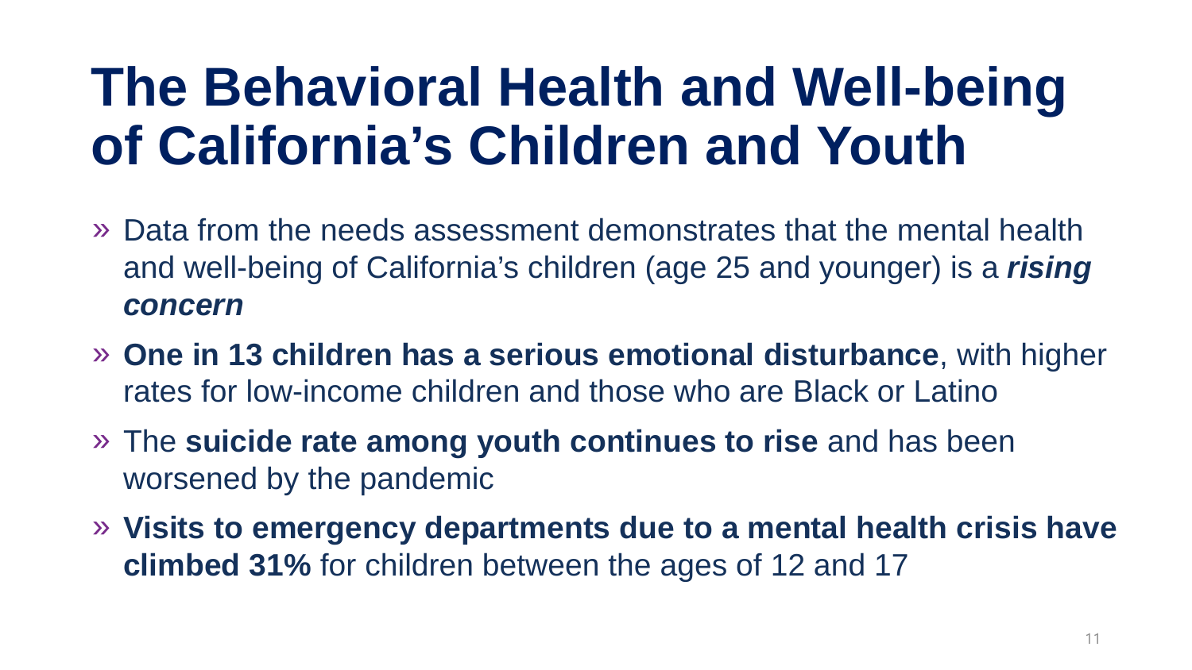# The Behavioral Health and Well-being of California's Children and Youth

- Data from the needs assessment demonstrates that the mental health and well-being of California's children (age 25 and younger) is a ***rising concern***
- **One in 13 children has a serious emotional disturbance**, with higher rates for low-income children and those who are Black or Latino
- The **suicide rate among youth continues to rise** and has been worsened by the pandemic
- **Visits to emergency departments due to a mental health crisis have climbed 31%** for children between the ages of 12 and 17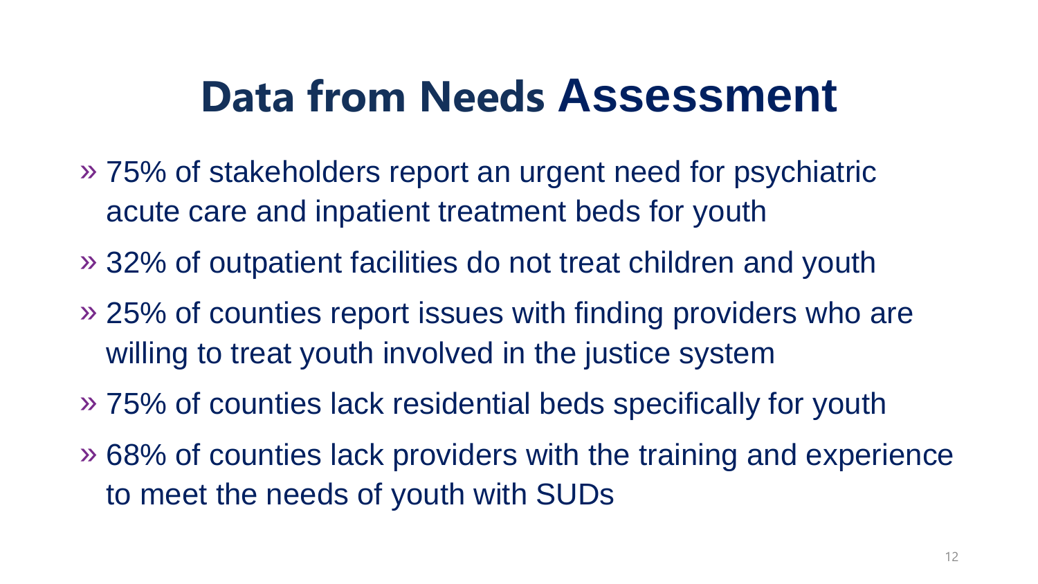# Data from Needs Assessment

- 75% of stakeholders report an urgent need for psychiatric acute care and inpatient treatment beds for youth
- 32% of outpatient facilities do not treat children and youth
- 25% of counties report issues with finding providers who are willing to treat youth involved in the justice system
- 75% of counties lack residential beds specifically for youth
- 68% of counties lack providers with the training and experience to meet the needs of youth with SUDs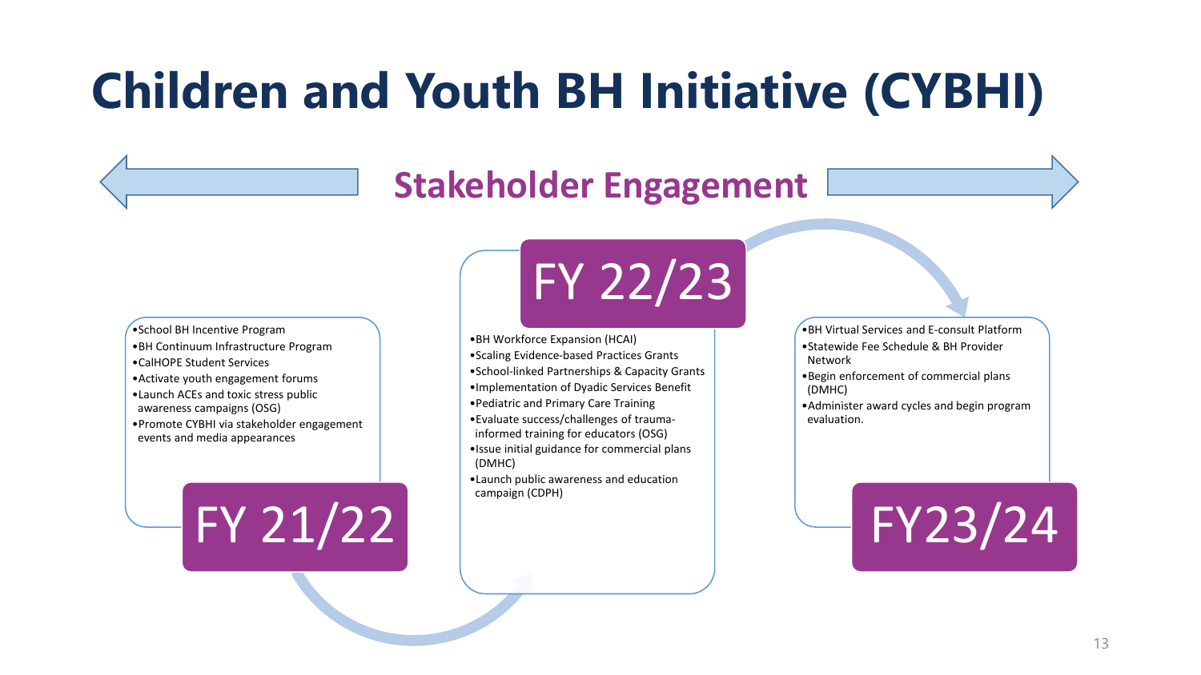# Children and Youth BH Initiative (CYBHI)

## Stakeholder Engagement

### FY 21/22

- School BH Incentive Program
- BH Continuum Infrastructure Program
- CalHOPE Student Services
- Activate youth engagement forums
- Launch ACEs and toxic stress public awareness campaigns (OSG)
- Promote CYBHI via stakeholder engagement events and media appearances

### FY 22/23

- BH Workforce Expansion (HCAI)
- Scaling Evidence-based Practices Grants
- School-linked Partnerships & Capacity Grants
- Implementation of Dyadic Services Benefit
- Pediatric and Primary Care Training
- Evaluate success/challenges of trauma-informed training for educators (OSG)
- Issue initial guidance for commercial plans (DMHC)
- Launch public awareness and education campaign (CDPH)

### FY23/24

- BH Virtual Services and E-consult Platform
- Statewide Fee Schedule & BH Provider Network
- Begin enforcement of commercial plans (DMHC)
- Administer award cycles and begin program evaluation.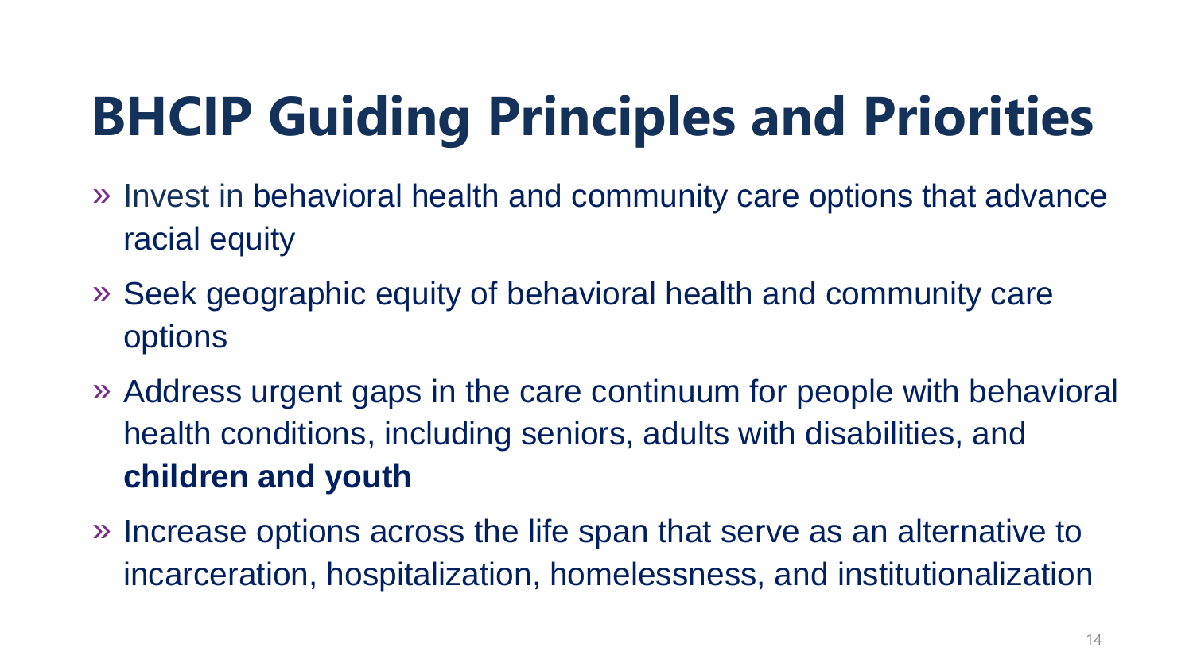# BHCIP Guiding Principles and Priorities

- Invest in behavioral health and community care options that advance racial equity
- Seek geographic equity of behavioral health and community care options
- Address urgent gaps in the care continuum for people with behavioral health conditions, including seniors, adults with disabilities, and **children and youth**
- Increase options across the life span that serve as an alternative to incarceration, hospitalization, homelessness, and institutionalization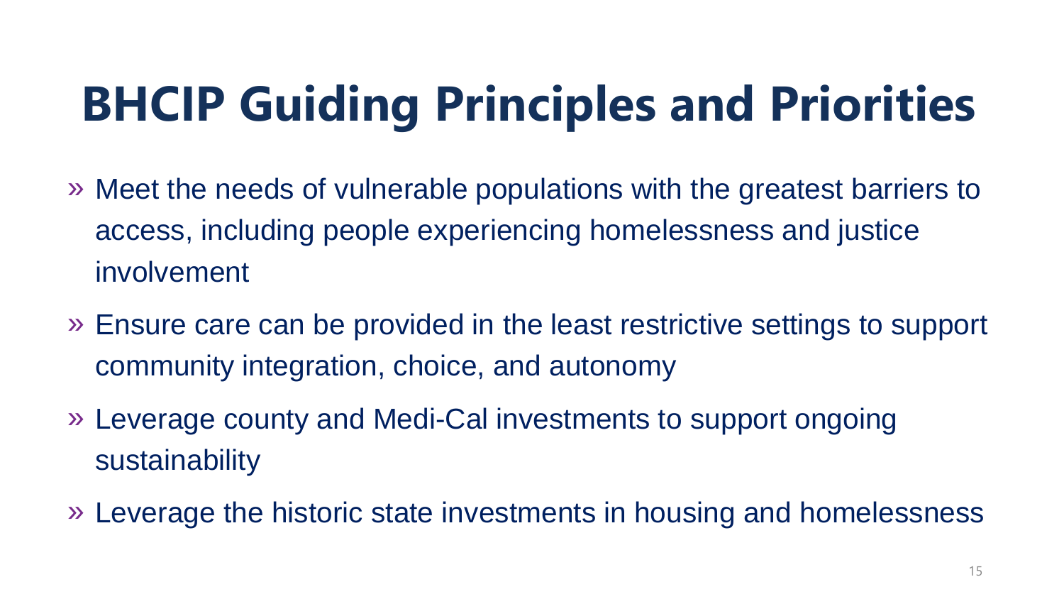# BHCIP Guiding Principles and Priorities

- Meet the needs of vulnerable populations with the greatest barriers to access, including people experiencing homelessness and justice involvement
- Ensure care can be provided in the least restrictive settings to support community integration, choice, and autonomy
- Leverage county and Medi-Cal investments to support ongoing sustainability
- Leverage the historic state investments in housing and homelessness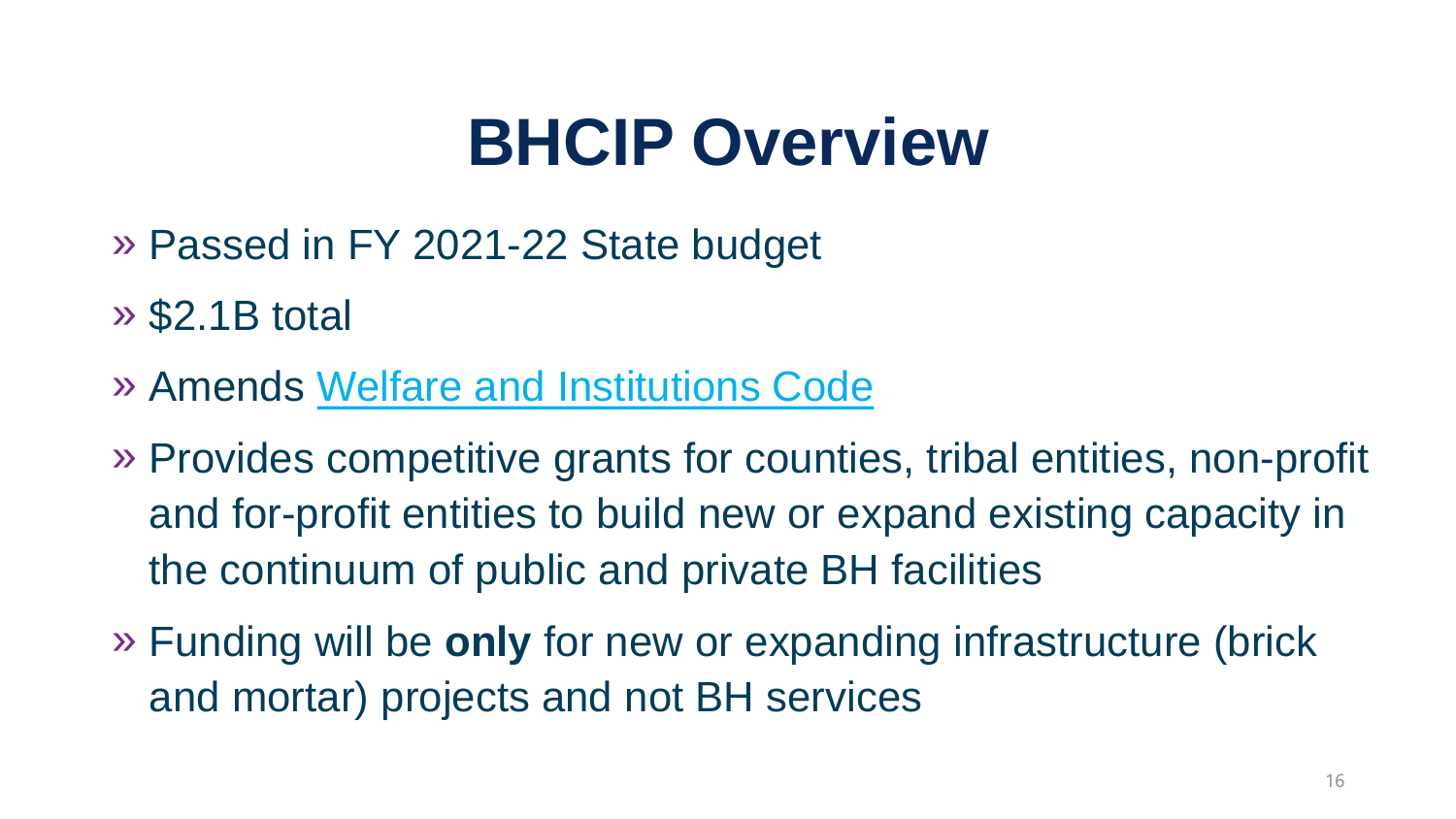# BHCIP Overview

- Passed in FY 2021-22 State budget
- $2.1B total
- Amends Welfare and Institutions Code
- Provides competitive grants for counties, tribal entities, non-profit and for-profit entities to build new or expand existing capacity in the continuum of public and private BH facilities
- Funding will be **only** for new or expanding infrastructure (brick and mortar) projects and not BH services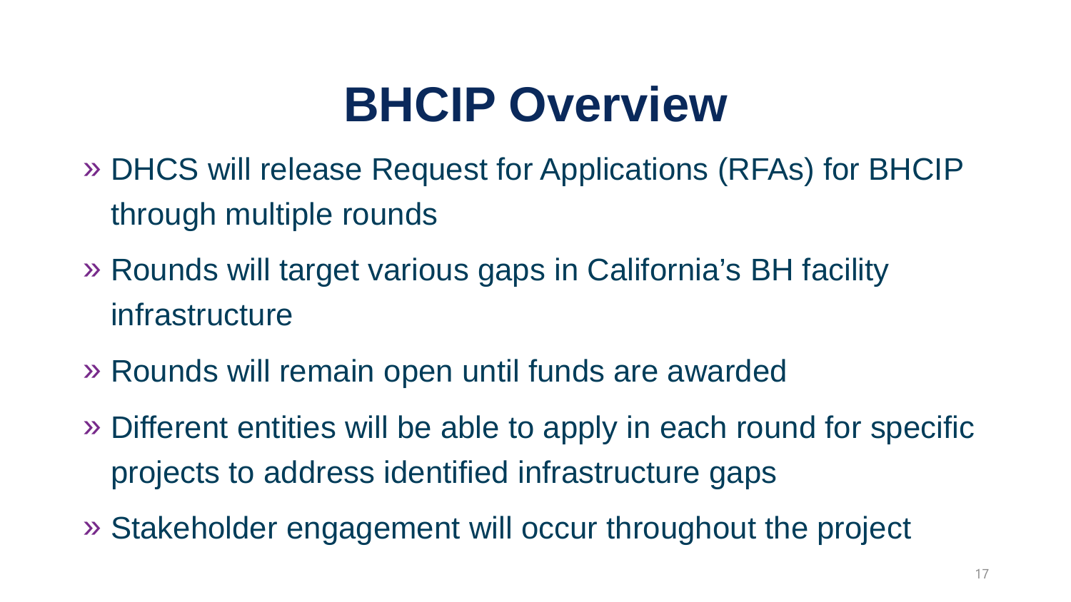# BHCIP Overview

- DHCS will release Request for Applications (RFAs) for BHCIP through multiple rounds
- Rounds will target various gaps in California's BH facility infrastructure
- Rounds will remain open until funds are awarded
- Different entities will be able to apply in each round for specific projects to address identified infrastructure gaps
- Stakeholder engagement will occur throughout the project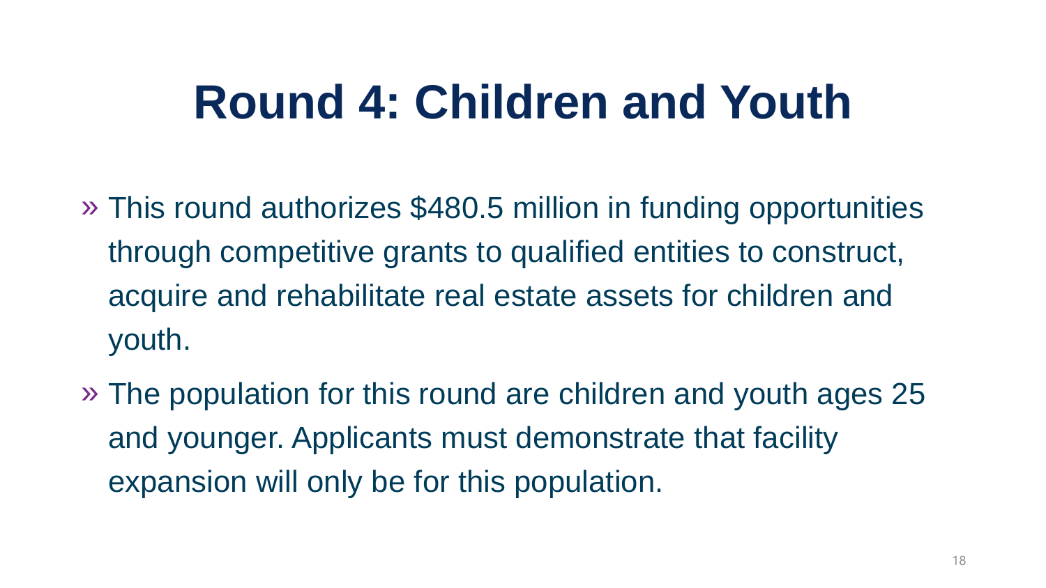# Round 4: Children and Youth

- This round authorizes $480.5 million in funding opportunities through competitive grants to qualified entities to construct, acquire and rehabilitate real estate assets for children and youth.
- The population for this round are children and youth ages 25 and younger. Applicants must demonstrate that facility expansion will only be for this population.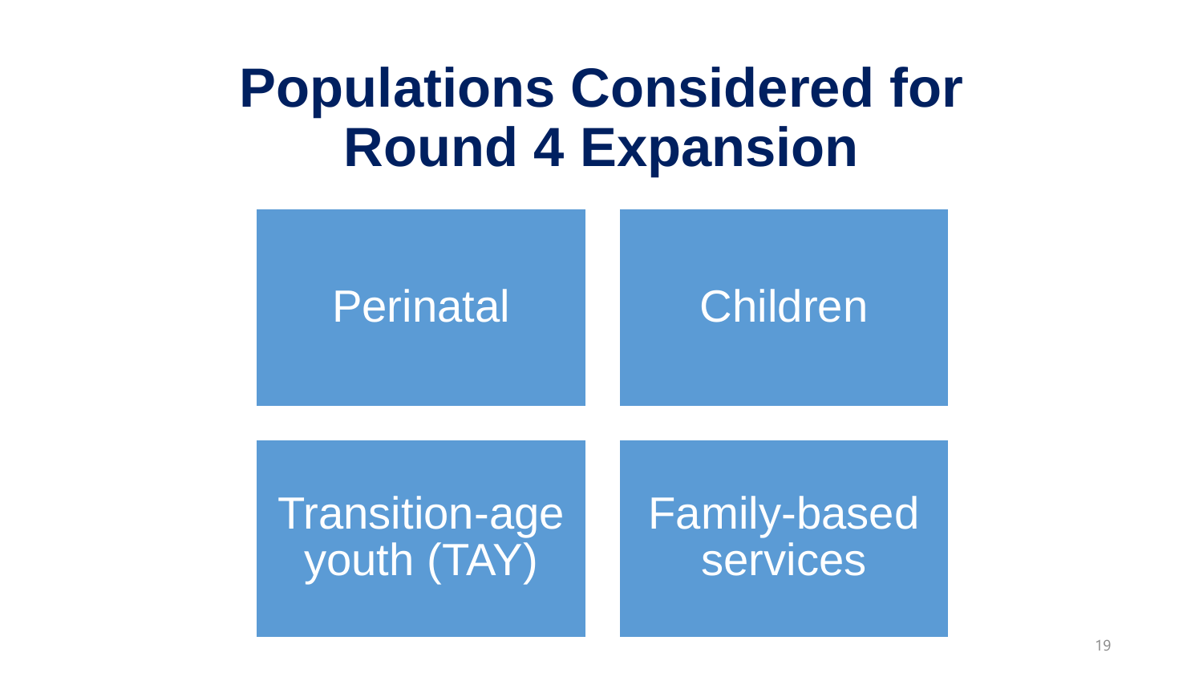# Populations Considered for Round 4 Expansion

- Perinatal
- Children
- Transition-age youth (TAY)
- Family-based services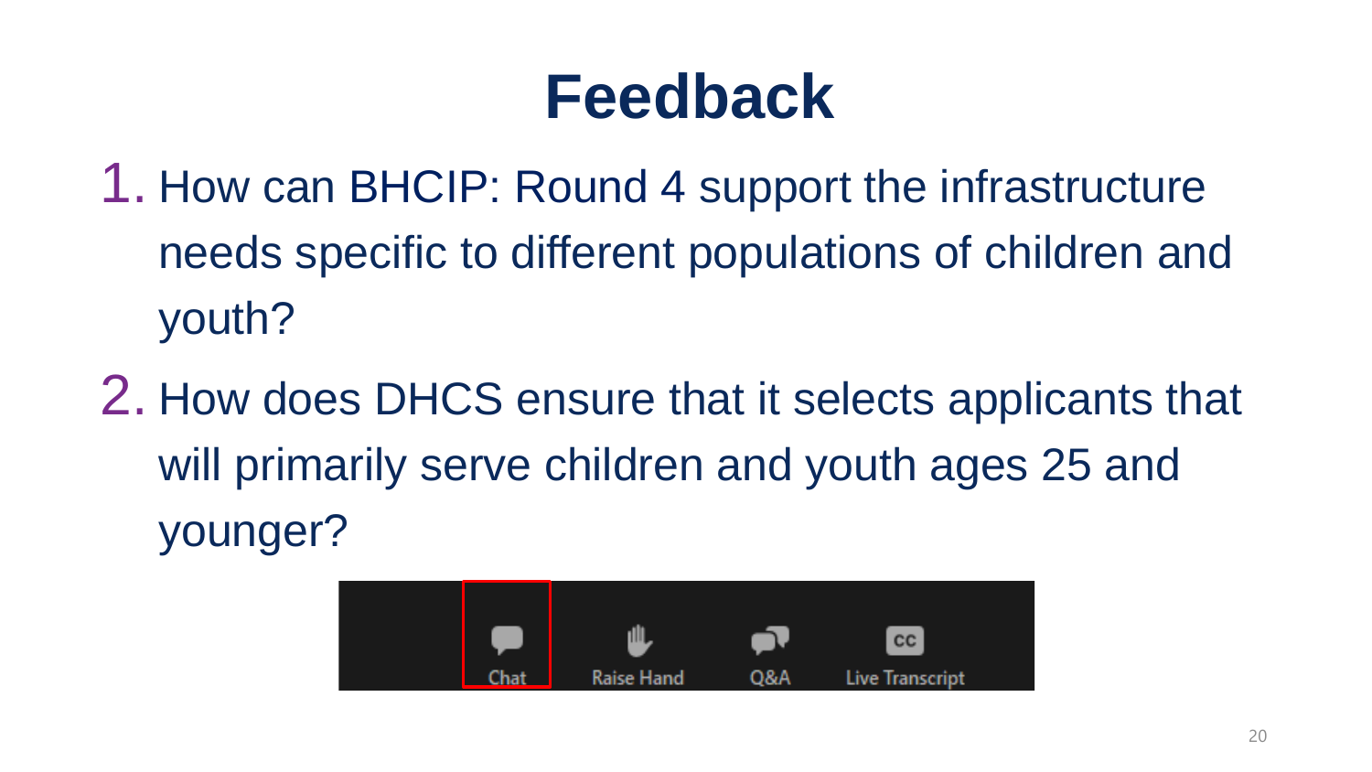# Feedback

1. How can BHCIP: Round 4 support the infrastructure needs specific to different populations of children and youth?
2. How does DHCS ensure that it selects applicants that will primarily serve children and youth ages 25 and younger?

Chat Raise Hand Q&A Live Transcript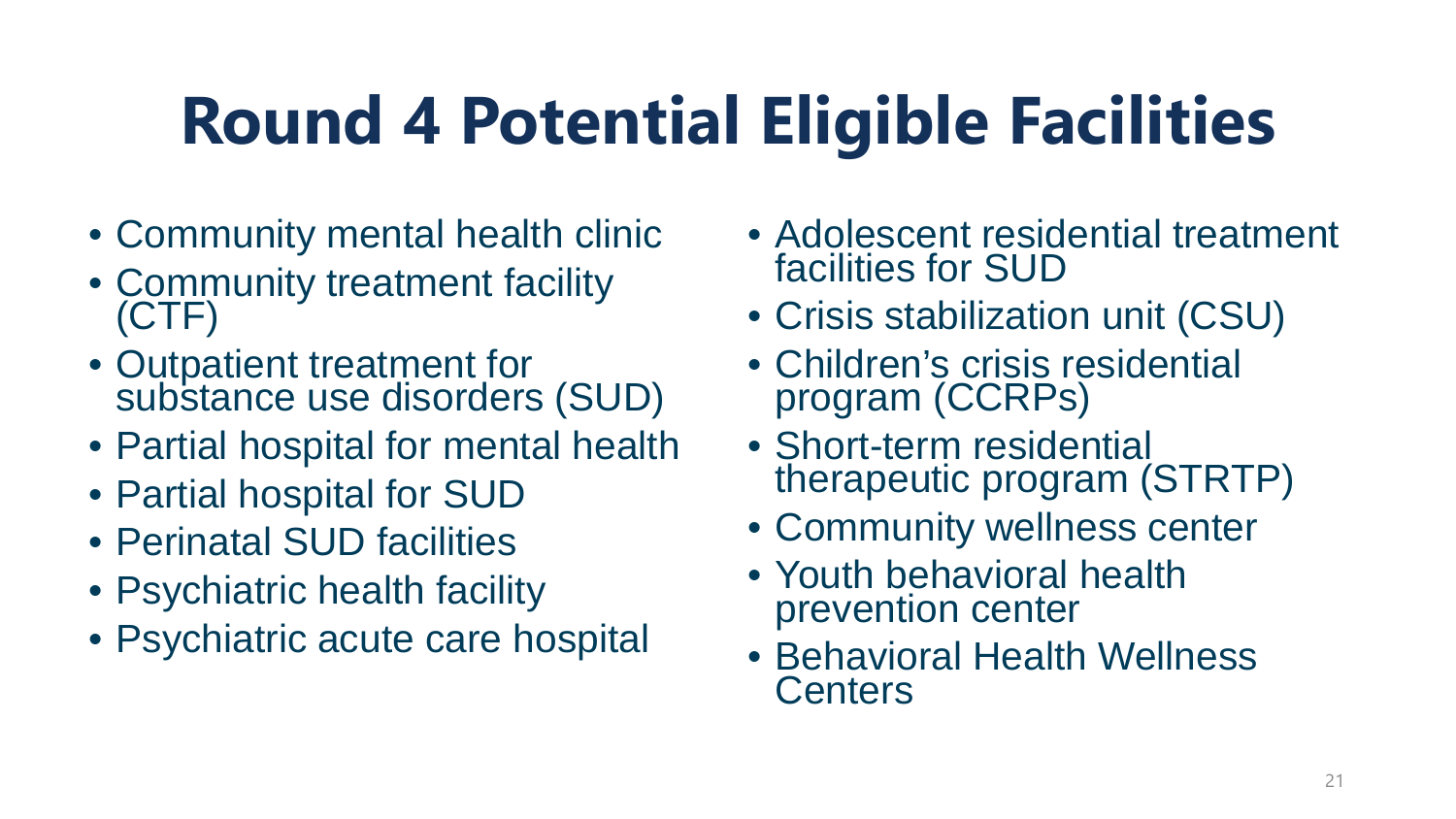# Round 4 Potential Eligible Facilities

- Community mental health clinic
- Community treatment facility (CTF)
- Outpatient treatment for substance use disorders (SUD)
- Partial hospital for mental health
- Partial hospital for SUD
- Perinatal SUD facilities
- Psychiatric health facility
- Psychiatric acute care hospital
- Adolescent residential treatment facilities for SUD
- Crisis stabilization unit (CSU)
- Children's crisis residential program (CCRPs)
- Short-term residential therapeutic program (STRTP)
- Community wellness center
- Youth behavioral health prevention center
- Behavioral Health Wellness Centers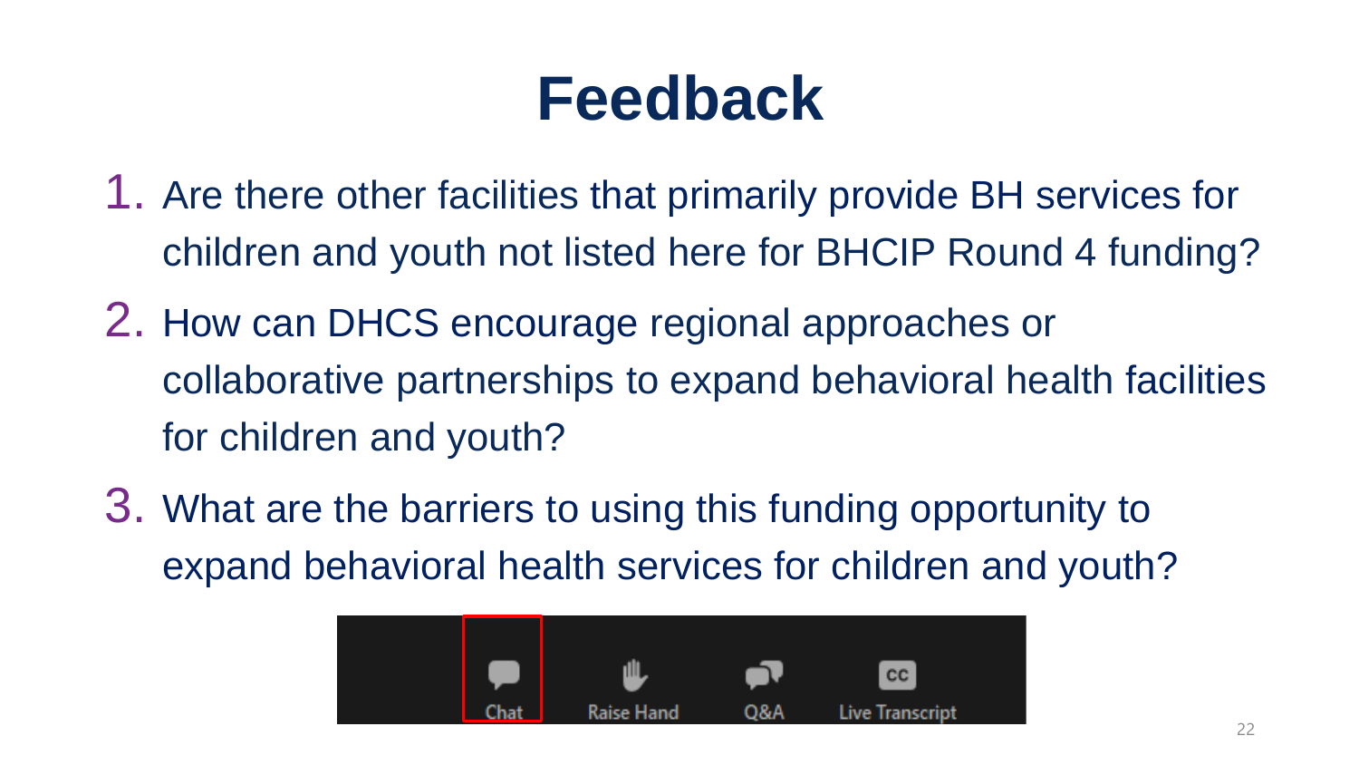# Feedback

1. Are there other facilities that primarily provide BH services for children and youth not listed here for BHCIP Round 4 funding?
2. How can DHCS encourage regional approaches or collaborative partnerships to expand behavioral health facilities for children and youth?
3. What are the barriers to using this funding opportunity to expand behavioral health services for children and youth?

Chat   Raise Hand   Q&A   Live Transcript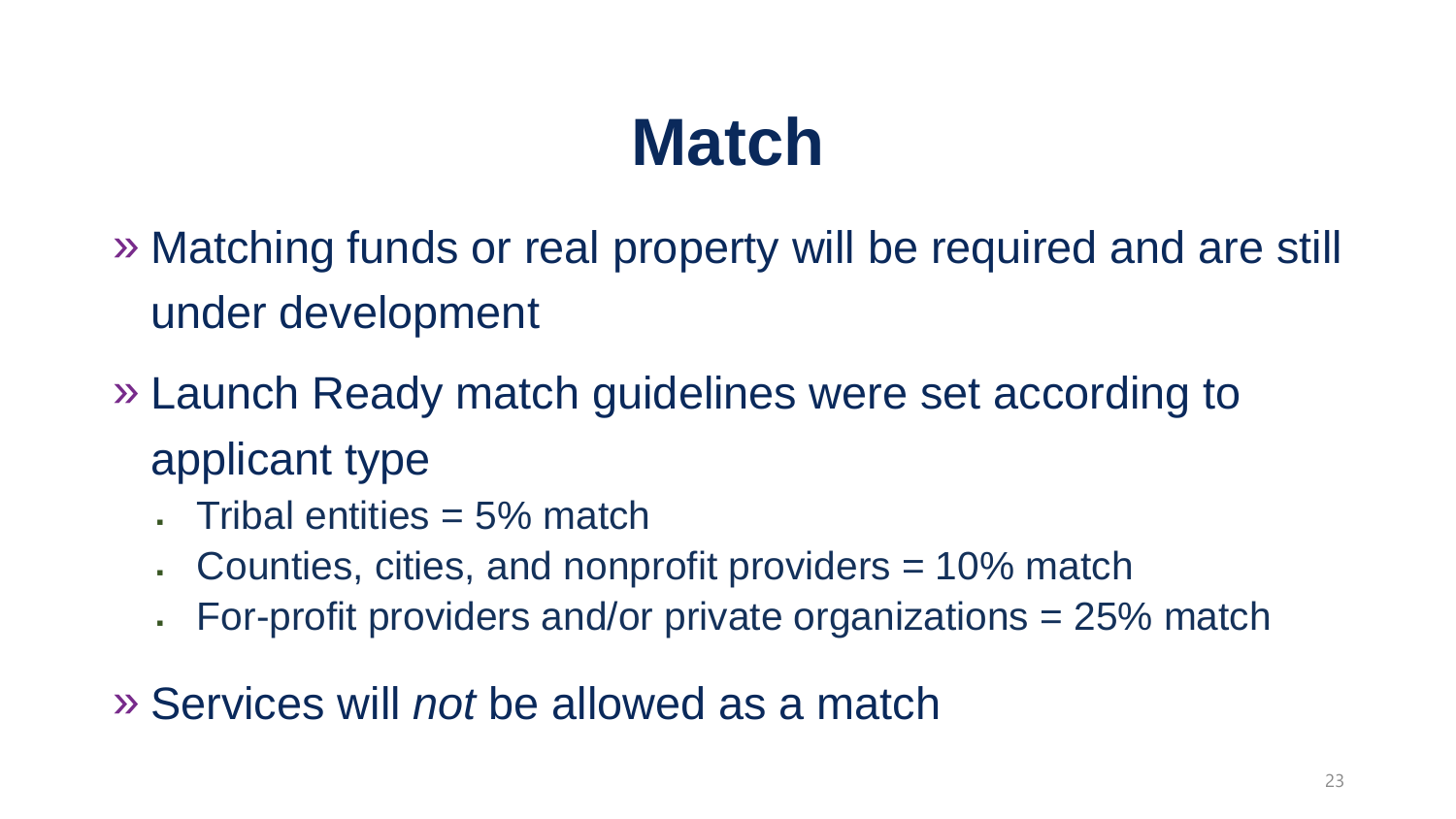# Match

- Matching funds or real property will be required and are still under development
- Launch Ready match guidelines were set according to applicant type
  - Tribal entities = 5% match
  - Counties, cities, and nonprofit providers = 10% match
  - For-profit providers and/or private organizations = 25% match
- Services will *not* be allowed as a match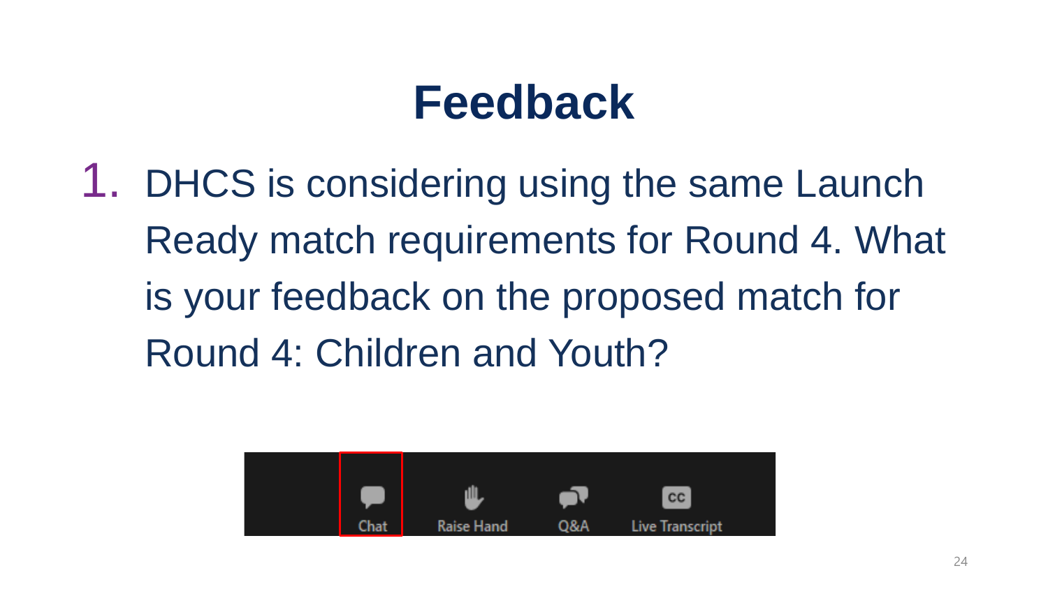# Feedback

1. DHCS is considering using the same Launch Ready match requirements for Round 4. What is your feedback on the proposed match for Round 4: Children and Youth?

Chat Raise Hand Q&A Live Transcript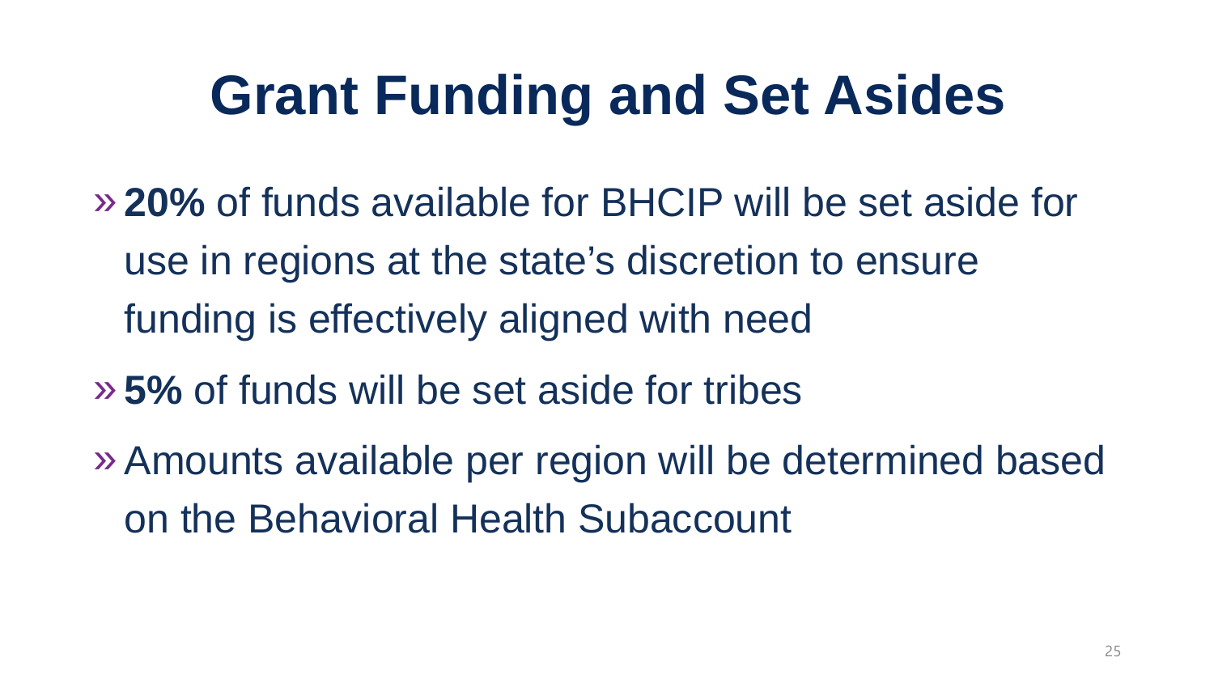# Grant Funding and Set Asides

- **20%** of funds available for BHCIP will be set aside for use in regions at the state's discretion to ensure funding is effectively aligned with need
- **5%** of funds will be set aside for tribes
- Amounts available per region will be determined based on the Behavioral Health Subaccount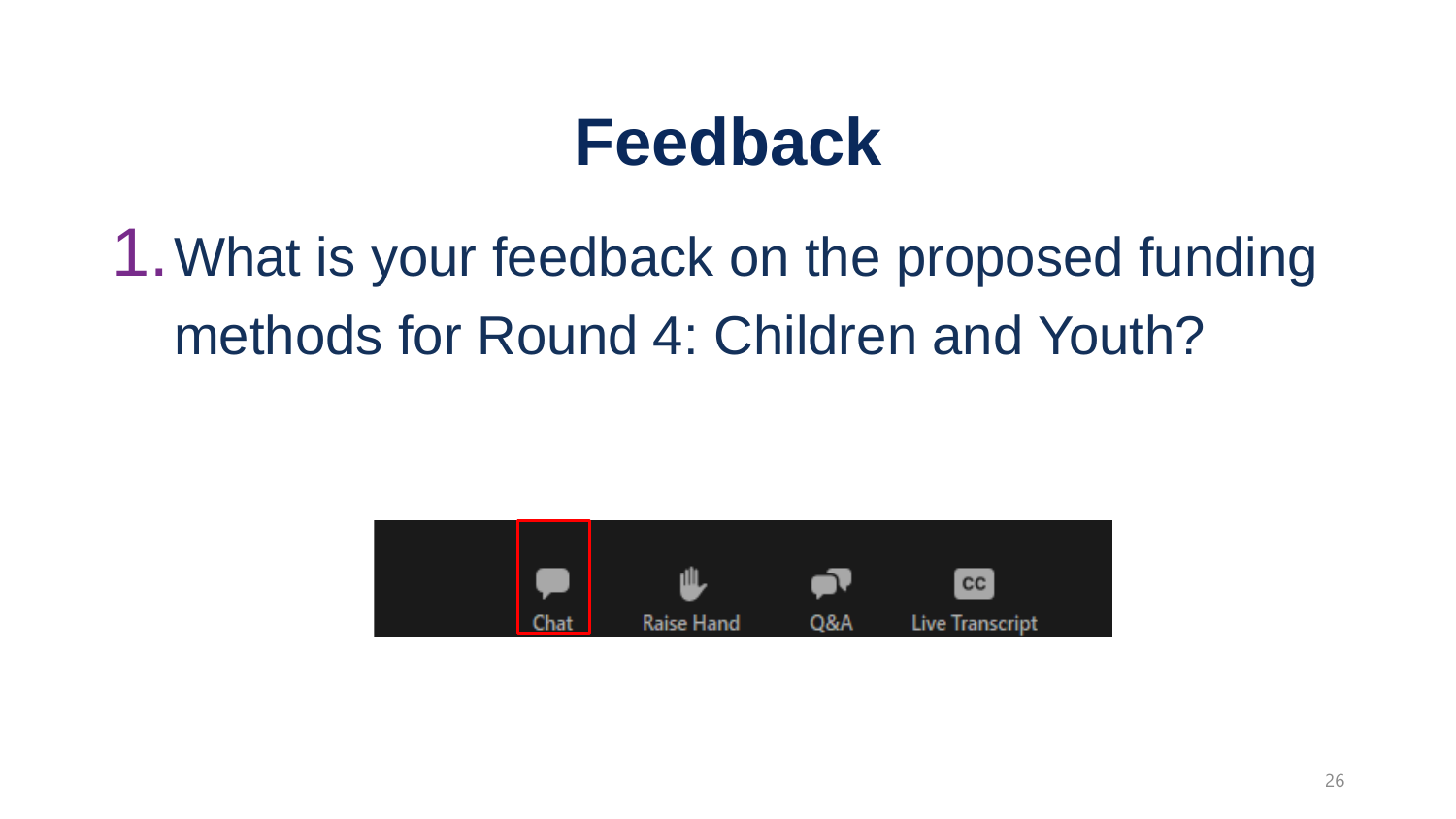# Feedback

1. What is your feedback on the proposed funding methods for Round 4: Children and Youth?

Chat Raise Hand Q&A Live Transcript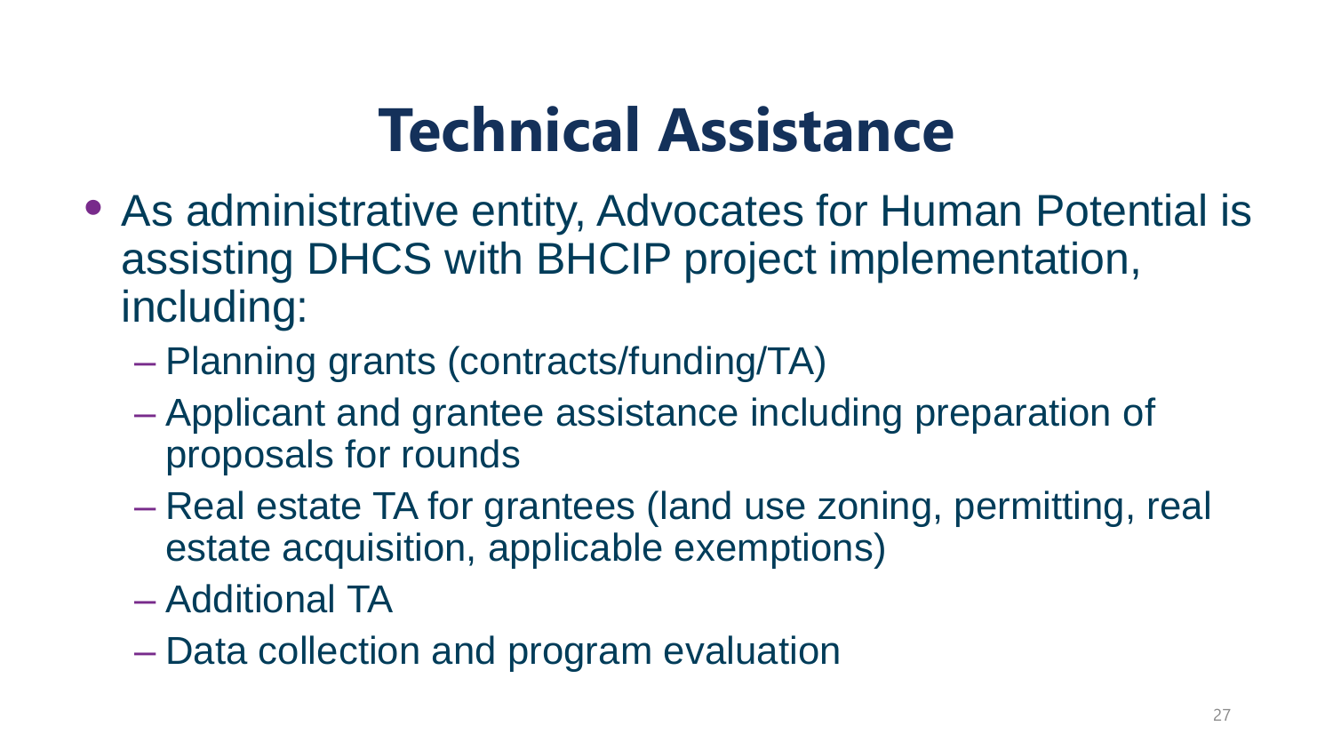# Technical Assistance

- As administrative entity, Advocates for Human Potential is assisting DHCS with BHCIP project implementation, including:
  - Planning grants (contracts/funding/TA)
  - Applicant and grantee assistance including preparation of proposals for rounds
  - Real estate TA for grantees (land use zoning, permitting, real estate acquisition, applicable exemptions)
  - Additional TA
  - Data collection and program evaluation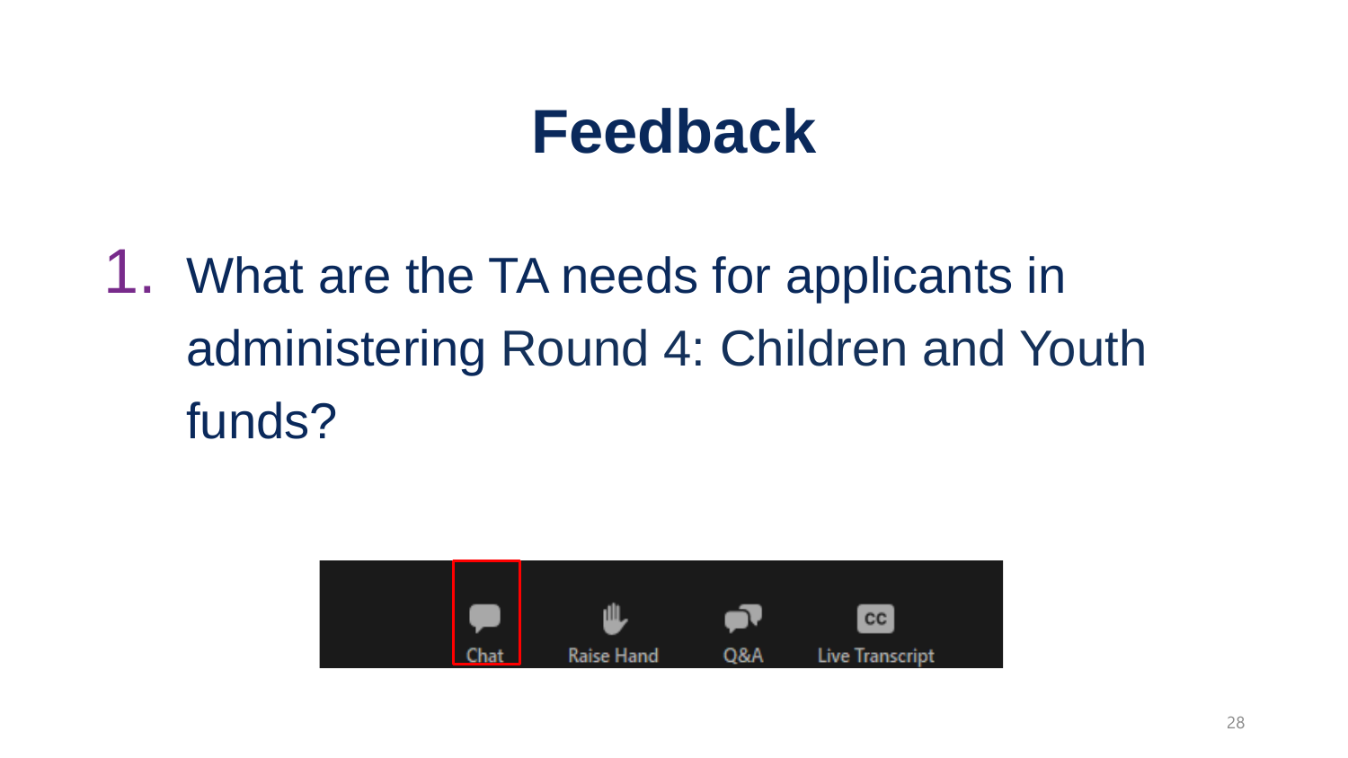# Feedback

1. What are the TA needs for applicants in administering Round 4: Children and Youth funds?

Chat Raise Hand Q&A Live Transcript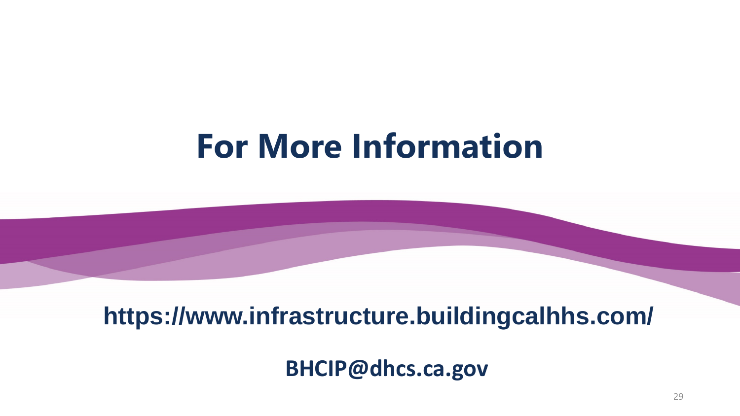# For More Information

**https://www.infrastructure.buildingcalhhs.com/**

**BHCIP@dhcs.ca.gov**